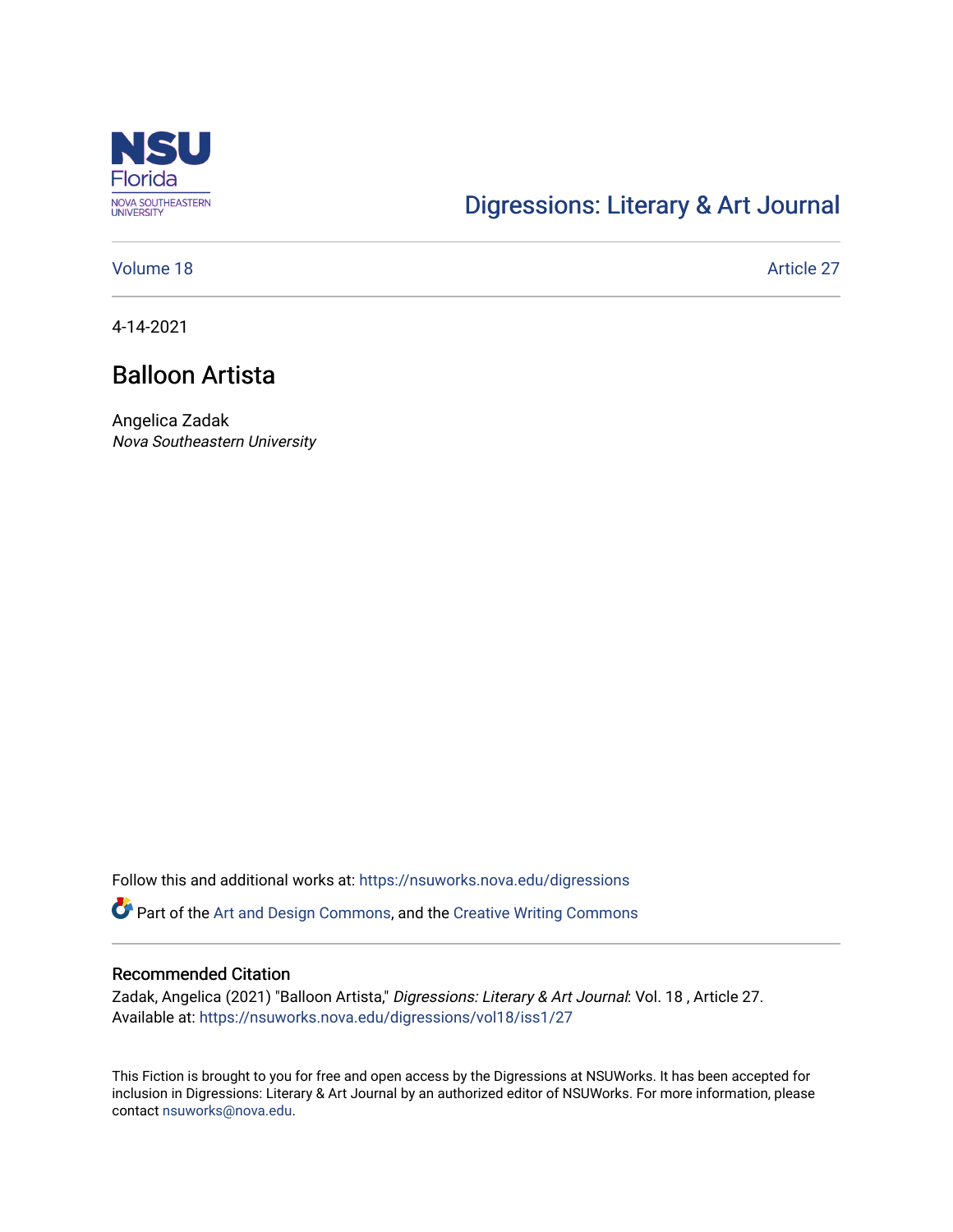NSU Florida
NOVA SOUTHEASTERN UNIVERSITY

Digressions: Literary & Art Journal

Volume 18 | Article 27

4-14-2021

# Balloon Artista

Angelica Zadak
*Nova Southeastern University*

Follow this and additional works at: https://nsuworks.nova.edu/digressions

Part of the Art and Design Commons, and the Creative Writing Commons

## Recommended Citation

Zadak, Angelica (2021) "Balloon Artista," *Digressions: Literary & Art Journal*: Vol. 18 , Article 27.
Available at: https://nsuworks.nova.edu/digressions/vol18/iss1/27

This Fiction is brought to you for free and open access by the Digressions at NSUWorks. It has been accepted for inclusion in Digressions: Literary & Art Journal by an authorized editor of NSUWorks. For more information, please contact nsuworks@nova.edu.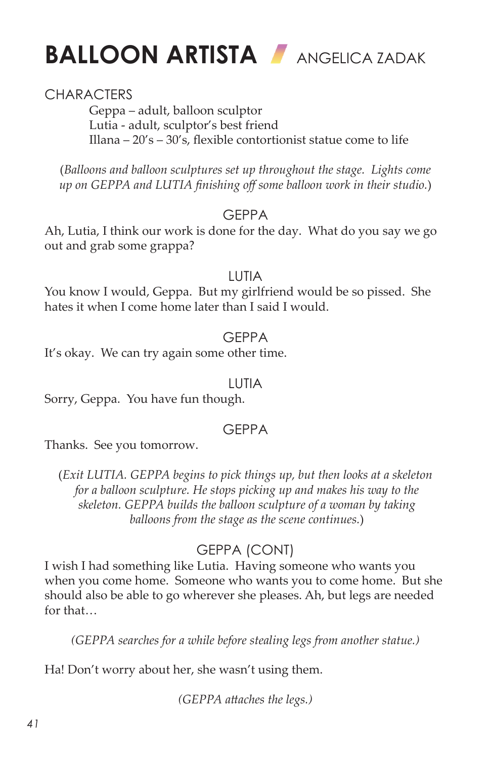# BALLOON ARTISTA ANGELICA ZADAK

CHARACTERS

Geppa – adult, balloon sculptor
Lutia - adult, sculptor's best friend
Illana – 20's – 30's, flexible contortionist statue come to life

(*Balloons and balloon sculptures set up throughout the stage. Lights come up on GEPPA and LUTIA finishing off some balloon work in their studio.*)

GEPPA

Ah, Lutia, I think our work is done for the day. What do you say we go out and grab some grappa?

LUTIA

You know I would, Geppa. But my girlfriend would be so pissed. She hates it when I come home later than I said I would.

GEPPA

It's okay. We can try again some other time.

LUTIA

Sorry, Geppa. You have fun though.

GEPPA

Thanks. See you tomorrow.

(*Exit LUTIA. GEPPA begins to pick things up, but then looks at a skeleton for a balloon sculpture. He stops picking up and makes his way to the skeleton. GEPPA builds the balloon sculpture of a woman by taking balloons from the stage as the scene continues.*)

GEPPA (CONT)

I wish I had something like Lutia. Having someone who wants you when you come home. Someone who wants you to come home. But she should also be able to go wherever she pleases. Ah, but legs are needed for that…

*(GEPPA searches for a while before stealing legs from another statue.)*

Ha! Don't worry about her, she wasn't using them.

*(GEPPA attaches the legs.)*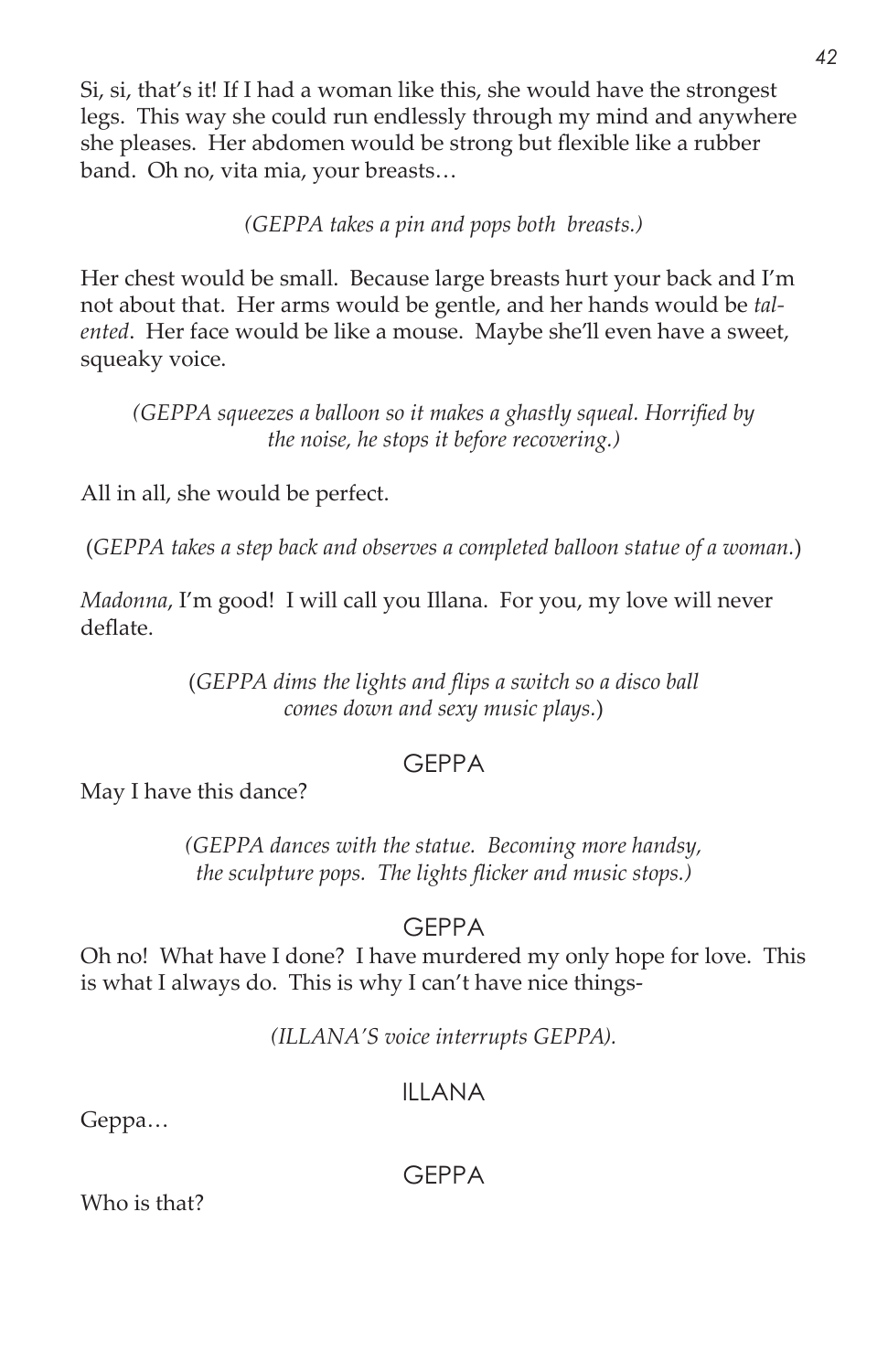Si, si, that's it! If I had a woman like this, she would have the strongest legs. This way she could run endlessly through my mind and anywhere she pleases. Her abdomen would be strong but flexible like a rubber band. Oh no, vita mia, your breasts…

*(GEPPA takes a pin and pops both breasts.)*

Her chest would be small. Because large breasts hurt your back and I'm not about that. Her arms would be gentle, and her hands would be *talented*. Her face would be like a mouse. Maybe she'll even have a sweet, squeaky voice.

*(GEPPA squeezes a balloon so it makes a ghastly squeal. Horrified by the noise, he stops it before recovering.)*

All in all, she would be perfect.

(*GEPPA takes a step back and observes a completed balloon statue of a woman.*)

*Madonna*, I'm good! I will call you Illana. For you, my love will never deflate.

(*GEPPA dims the lights and flips a switch so a disco ball comes down and sexy music plays.*)

GEPPA

May I have this dance?

*(GEPPA dances with the statue. Becoming more handsy, the sculpture pops. The lights flicker and music stops.)*

GEPPA

Oh no! What have I done? I have murdered my only hope for love. This is what I always do. This is why I can't have nice things-

*(ILLANA'S voice interrupts GEPPA).*

ILLANA

Geppa…

GEPPA

Who is that?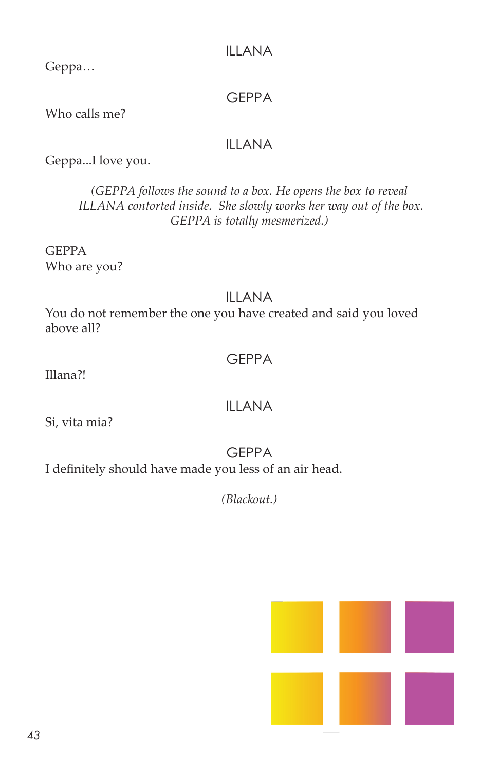ILLANA

Geppa…

GEPPA

Who calls me?

ILLANA

Geppa...I love you.

*(GEPPA follows the sound to a box. He opens the box to reveal ILLANA contorted inside. She slowly works her way out of the box. GEPPA is totally mesmerized.)*

GEPPA

Who are you?

ILLANA

You do not remember the one you have created and said you loved above all?

GEPPA

Illana?!

ILLANA

Si, vita mia?

GEPPA

I definitely should have made you less of an air head.

*(Blackout.)*